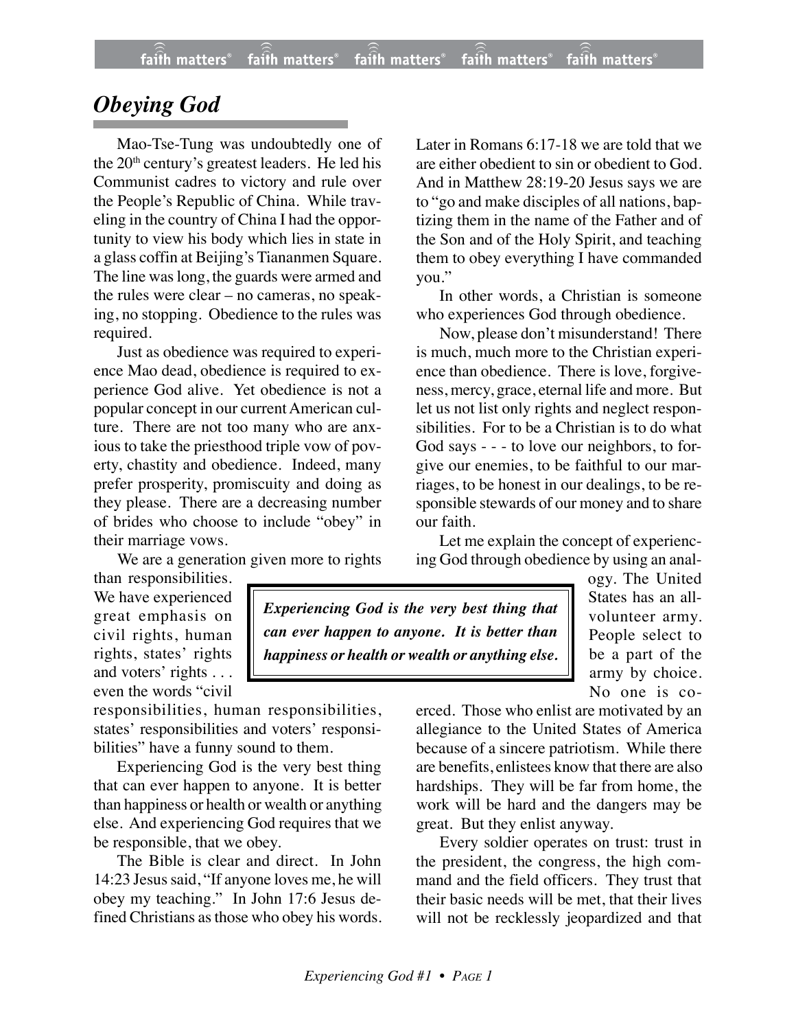# Obeying God

Mao-Tse-Tung was undoubtedly one of the 20th century's greatest leaders. He led his Communist cadres to victory and rule over the People's Republic of China. While traveling in the country of China I had the opportunity to view his body which lies in state in a glass coffin at Beijing's Tiananmen Square. The line was long, the guards were armed and the rules were clear – no cameras, no speaking, no stopping. Obedience to the rules was required.

Just as obedience was required to experience Mao dead, obedience is required to experience God alive. Yet obedience is not a popular concept in our current American culture. There are not too many who are anxious to take the priesthood triple vow of poverty, chastity and obedience. Indeed, many prefer prosperity, promiscuity and doing as they please. There are a decreasing number of brides who choose to include "obey" in their marriage vows.

We are a generation given more to rights than responsibilities. We have experienced great emphasis on civil rights, human rights, states' rights and voters' rights . . . even the words "civil responsibilities, human responsibilities, states' responsibilities and voters' responsibilities" have a funny sound to them.

Experiencing God is the very best thing that can ever happen to anyone. It is better than happiness or health or wealth or anything else. And experiencing God requires that we be responsible, that we obey.

The Bible is clear and direct. In John 14:23 Jesus said, "If anyone loves me, he will obey my teaching." In John 17:6 Jesus defined Christians as those who obey his words. Later in Romans 6:17-18 we are told that we are either obedient to sin or obedient to God. And in Matthew 28:19-20 Jesus says we are to "go and make disciples of all nations, baptizing them in the name of the Father and of the Son and of the Holy Spirit, and teaching them to obey everything I have commanded you."

In other words, a Christian is someone who experiences God through obedience.

Now, please don't misunderstand! There is much, much more to the Christian experience than obedience. There is love, forgiveness, mercy, grace, eternal life and more. But let us not list only rights and neglect responsibilities. For to be a Christian is to do what God says - - - to love our neighbors, to forgive our enemies, to be faithful to our marriages, to be honest in our dealings, to be responsible stewards of our money and to share our faith.

Let me explain the concept of experiencing God through obedience by using an analogy. The United States has an all-volunteer army. People select to be a part of the army by choice. No one is coerced. Those who enlist are motivated by an allegiance to the United States of America because of a sincere patriotism. While there are benefits, enlistees know that there are also hardships. They will be far from home, the work will be hard and the dangers may be great. But they enlist anyway.

Every soldier operates on trust: trust in the president, the congress, the high command and the field officers. They trust that their basic needs will be met, that their lives will not be recklessly jeopardized and that

> ***Experiencing God is the very best thing that can ever happen to anyone. It is better than happiness or health or wealth or anything else.***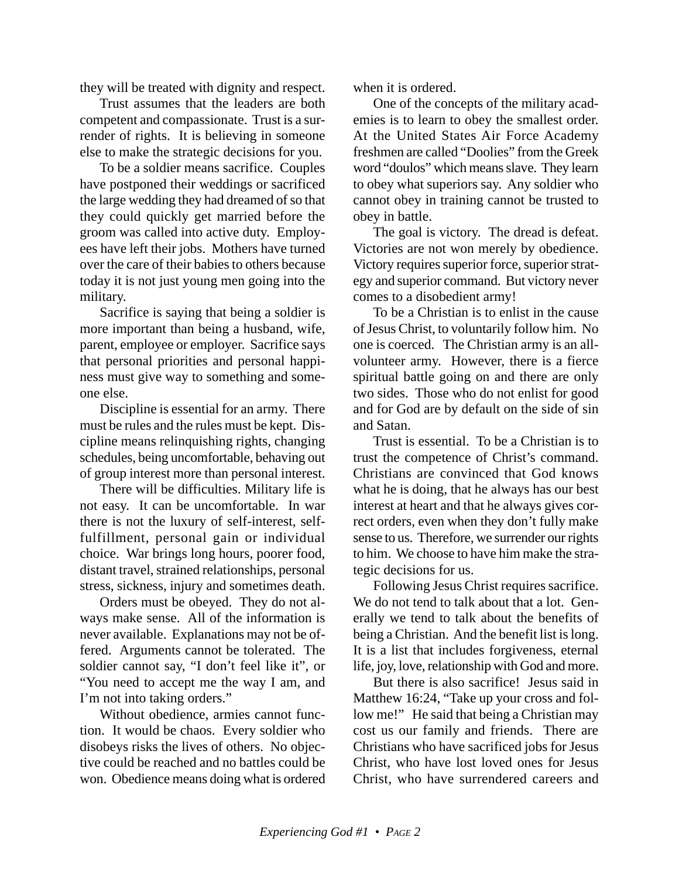they will be treated with dignity and respect.

Trust assumes that the leaders are both competent and compassionate. Trust is a surrender of rights. It is believing in someone else to make the strategic decisions for you.

To be a soldier means sacrifice. Couples have postponed their weddings or sacrificed the large wedding they had dreamed of so that they could quickly get married before the groom was called into active duty. Employees have left their jobs. Mothers have turned over the care of their babies to others because today it is not just young men going into the military.

Sacrifice is saying that being a soldier is more important than being a husband, wife, parent, employee or employer. Sacrifice says that personal priorities and personal happiness must give way to something and someone else.

Discipline is essential for an army. There must be rules and the rules must be kept. Discipline means relinquishing rights, changing schedules, being uncomfortable, behaving out of group interest more than personal interest.

There will be difficulties. Military life is not easy. It can be uncomfortable. In war there is not the luxury of self-interest, self-fulfillment, personal gain or individual choice. War brings long hours, poorer food, distant travel, strained relationships, personal stress, sickness, injury and sometimes death.

Orders must be obeyed. They do not always make sense. All of the information is never available. Explanations may not be offered. Arguments cannot be tolerated. The soldier cannot say, "I don't feel like it", or "You need to accept me the way I am, and I'm not into taking orders."

Without obedience, armies cannot function. It would be chaos. Every soldier who disobeys risks the lives of others. No objective could be reached and no battles could be won. Obedience means doing what is ordered when it is ordered.

One of the concepts of the military academies is to learn to obey the smallest order. At the United States Air Force Academy freshmen are called "Doolies" from the Greek word "doulos" which means slave. They learn to obey what superiors say. Any soldier who cannot obey in training cannot be trusted to obey in battle.

The goal is victory. The dread is defeat. Victories are not won merely by obedience. Victory requires superior force, superior strategy and superior command. But victory never comes to a disobedient army!

To be a Christian is to enlist in the cause of Jesus Christ, to voluntarily follow him. No one is coerced. The Christian army is an all-volunteer army. However, there is a fierce spiritual battle going on and there are only two sides. Those who do not enlist for good and for God are by default on the side of sin and Satan.

Trust is essential. To be a Christian is to trust the competence of Christ's command. Christians are convinced that God knows what he is doing, that he always has our best interest at heart and that he always gives correct orders, even when they don't fully make sense to us. Therefore, we surrender our rights to him. We choose to have him make the strategic decisions for us.

Following Jesus Christ requires sacrifice. We do not tend to talk about that a lot. Generally we tend to talk about the benefits of being a Christian. And the benefit list is long. It is a list that includes forgiveness, eternal life, joy, love, relationship with God and more.

But there is also sacrifice! Jesus said in Matthew 16:24, "Take up your cross and follow me!" He said that being a Christian may cost us our family and friends. There are Christians who have sacrificed jobs for Jesus Christ, who have lost loved ones for Jesus Christ, who have surrendered careers and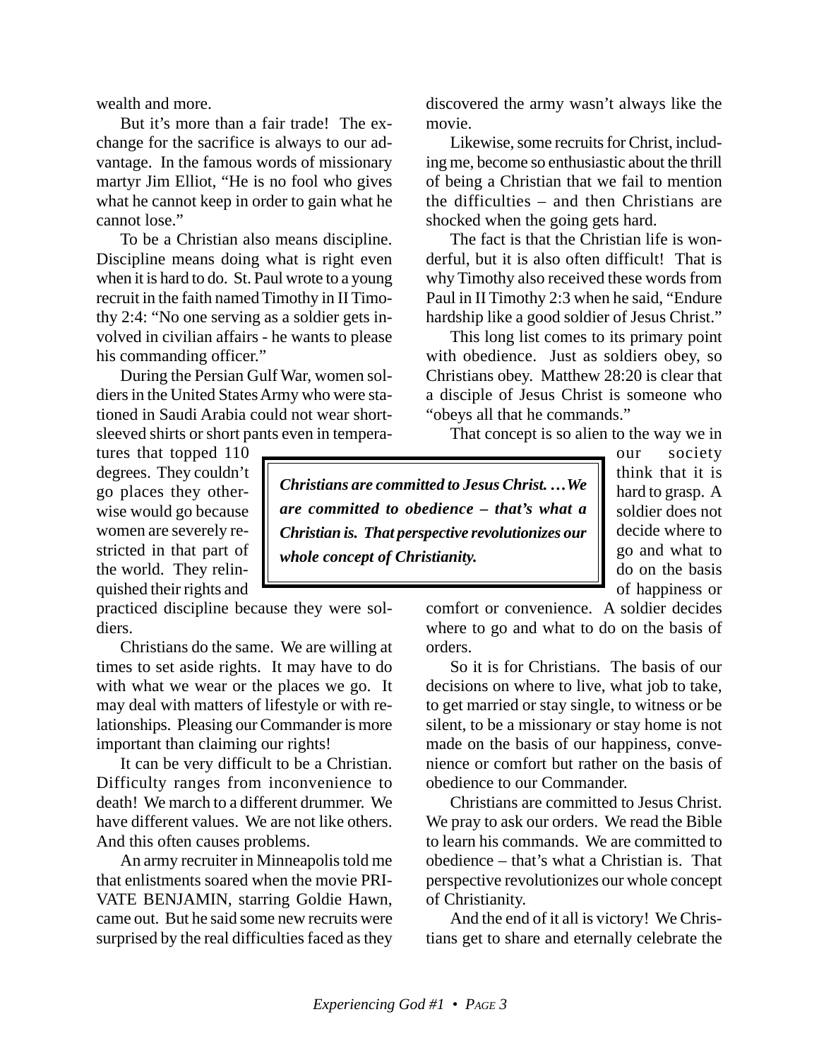wealth and more.

But it's more than a fair trade! The exchange for the sacrifice is always to our advantage. In the famous words of missionary martyr Jim Elliot, "He is no fool who gives what he cannot keep in order to gain what he cannot lose."

To be a Christian also means discipline. Discipline means doing what is right even when it is hard to do. St. Paul wrote to a young recruit in the faith named Timothy in II Timothy 2:4: "No one serving as a soldier gets involved in civilian affairs - he wants to please his commanding officer."

During the Persian Gulf War, women soldiers in the United States Army who were stationed in Saudi Arabia could not wear short-sleeved shirts or short pants even in temperatures that topped 110 degrees. They couldn't go places they otherwise would go because women are severely restricted in that part of the world. They relinquished their rights and practiced discipline because they were soldiers.

> ***Christians are committed to Jesus Christ. …We are committed to obedience – that's what a Christian is. That perspective revolutionizes our whole concept of Christianity.***

Christians do the same. We are willing at times to set aside rights. It may have to do with what we wear or the places we go. It may deal with matters of lifestyle or with relationships. Pleasing our Commander is more important than claiming our rights!

It can be very difficult to be a Christian. Difficulty ranges from inconvenience to death! We march to a different drummer. We have different values. We are not like others. And this often causes problems.

An army recruiter in Minneapolis told me that enlistments soared when the movie PRIVATE BENJAMIN, starring Goldie Hawn, came out. But he said some new recruits were surprised by the real difficulties faced as they discovered the army wasn't always like the movie.

Likewise, some recruits for Christ, including me, become so enthusiastic about the thrill of being a Christian that we fail to mention the difficulties – and then Christians are shocked when the going gets hard.

The fact is that the Christian life is wonderful, but it is also often difficult! That is why Timothy also received these words from Paul in II Timothy 2:3 when he said, "Endure hardship like a good soldier of Jesus Christ."

This long list comes to its primary point with obedience. Just as soldiers obey, so Christians obey. Matthew 28:20 is clear that a disciple of Jesus Christ is someone who "obeys all that he commands."

That concept is so alien to the way we in our society think that it is hard to grasp. A soldier does not decide where to go and what to do on the basis of happiness or comfort or convenience. A soldier decides where to go and what to do on the basis of orders.

So it is for Christians. The basis of our decisions on where to live, what job to take, to get married or stay single, to witness or be silent, to be a missionary or stay home is not made on the basis of our happiness, convenience or comfort but rather on the basis of obedience to our Commander.

Christians are committed to Jesus Christ. We pray to ask our orders. We read the Bible to learn his commands. We are committed to obedience – that's what a Christian is. That perspective revolutionizes our whole concept of Christianity.

And the end of it all is victory! We Christians get to share and eternally celebrate the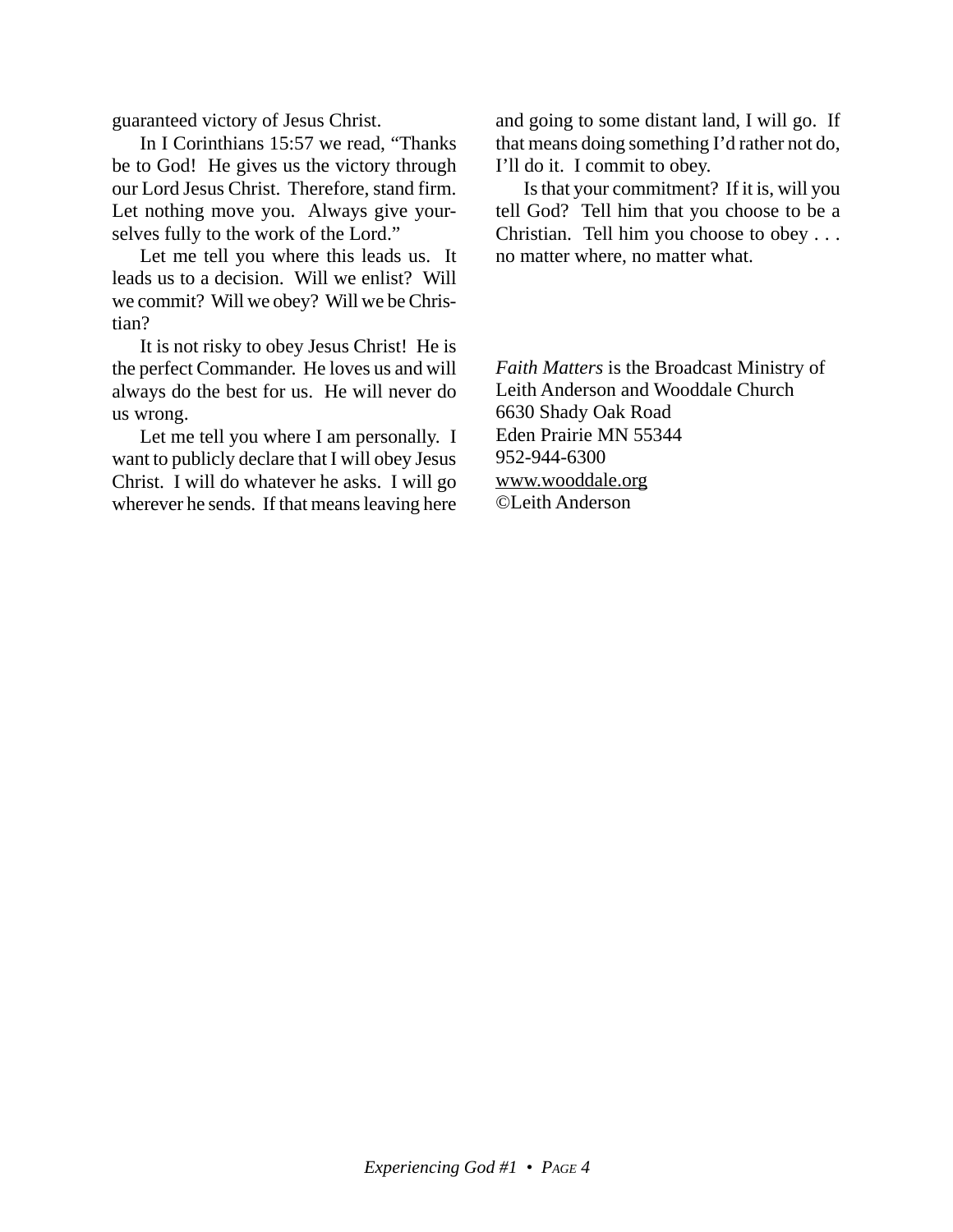guaranteed victory of Jesus Christ.

In I Corinthians 15:57 we read, "Thanks be to God! He gives us the victory through our Lord Jesus Christ. Therefore, stand firm. Let nothing move you. Always give yourselves fully to the work of the Lord."

Let me tell you where this leads us. It leads us to a decision. Will we enlist? Will we commit? Will we obey? Will we be Christian?

It is not risky to obey Jesus Christ! He is the perfect Commander. He loves us and will always do the best for us. He will never do us wrong.

Let me tell you where I am personally. I want to publicly declare that I will obey Jesus Christ. I will do whatever he asks. I will go wherever he sends. If that means leaving here and going to some distant land, I will go. If that means doing something I'd rather not do, I'll do it. I commit to obey.

Is that your commitment? If it is, will you tell God? Tell him that you choose to be a Christian. Tell him you choose to obey . . . no matter where, no matter what.

*Faith Matters* is the Broadcast Ministry of
Leith Anderson and Wooddale Church
6630 Shady Oak Road
Eden Prairie MN 55344
952-944-6300
www.wooddale.org
©Leith Anderson